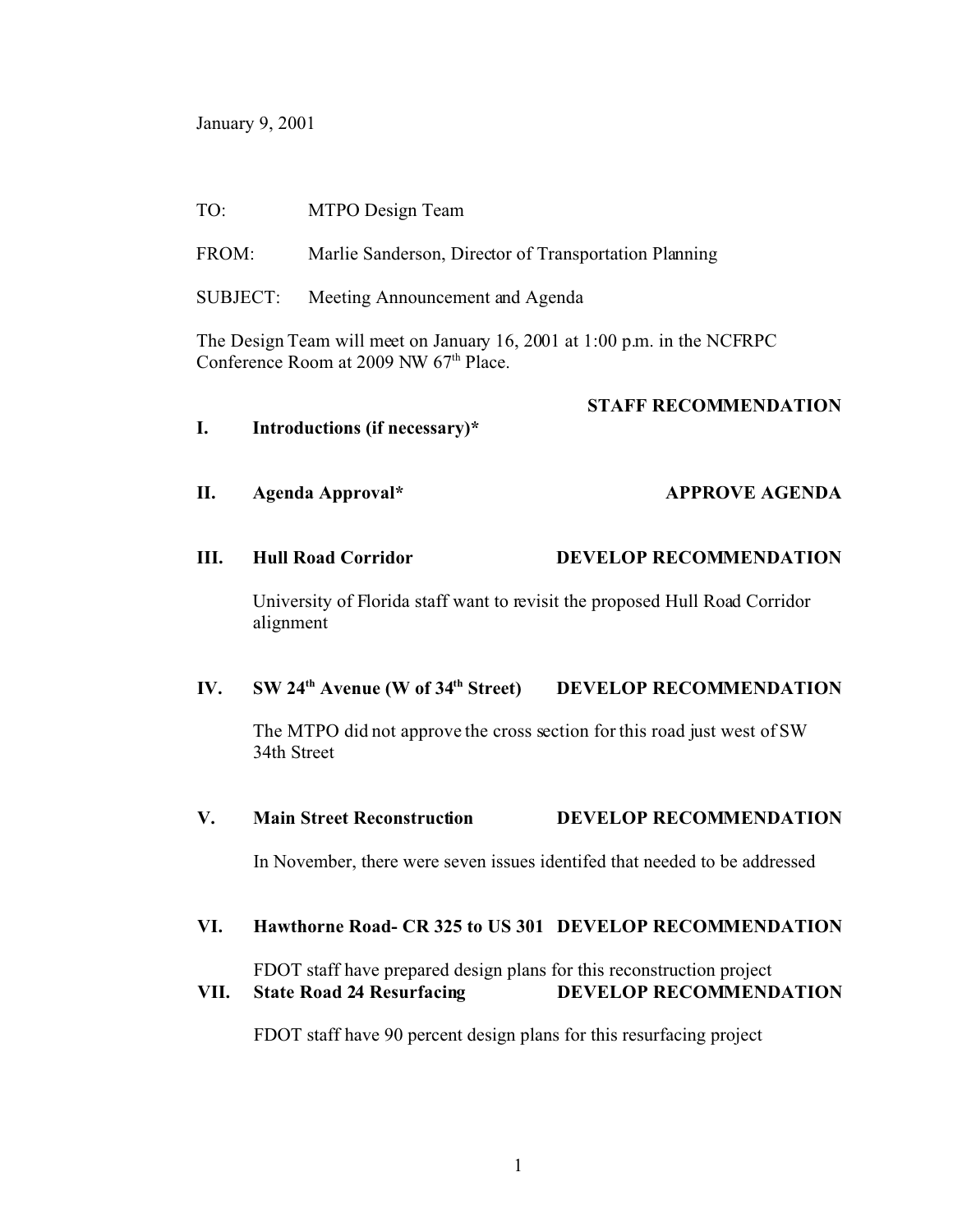January 9, 2001

TO: MTPO Design Team

FROM: Marlie Sanderson, Director of Transportation Planning

SUBJECT: Meeting Announcement and Agenda

The Design Team will meet on January 16, 2001 at 1:00 p.m. in the NCFRPC Conference Room at 2009 NW 67th Place.

| | | STAFF RECOMMENDATION |
|---|---|---|
| **I.** | **Introductions (if necessary)*** | |
| **II.** | **Agenda Approval*** | **APPROVE AGENDA** |
| **III.** | **Hull Road Corridor** | **DEVELOP RECOMMENDATION** |

University of Florida staff want to revisit the proposed Hull Road Corridor alignment

**IV. SW 24th Avenue (W of 34th Street) — DEVELOP RECOMMENDATION**

The MTPO did not approve the cross section for this road just west of SW 34th Street

**V. Main Street Reconstruction — DEVELOP RECOMMENDATION**

In November, there were seven issues identifed that needed to be addressed

**VI. Hawthorne Road- CR 325 to US 301 — DEVELOP RECOMMENDATION**

FDOT staff have prepared design plans for this reconstruction project

**VII. State Road 24 Resurfacing — DEVELOP RECOMMENDATION**

FDOT staff have 90 percent design plans for this resurfacing project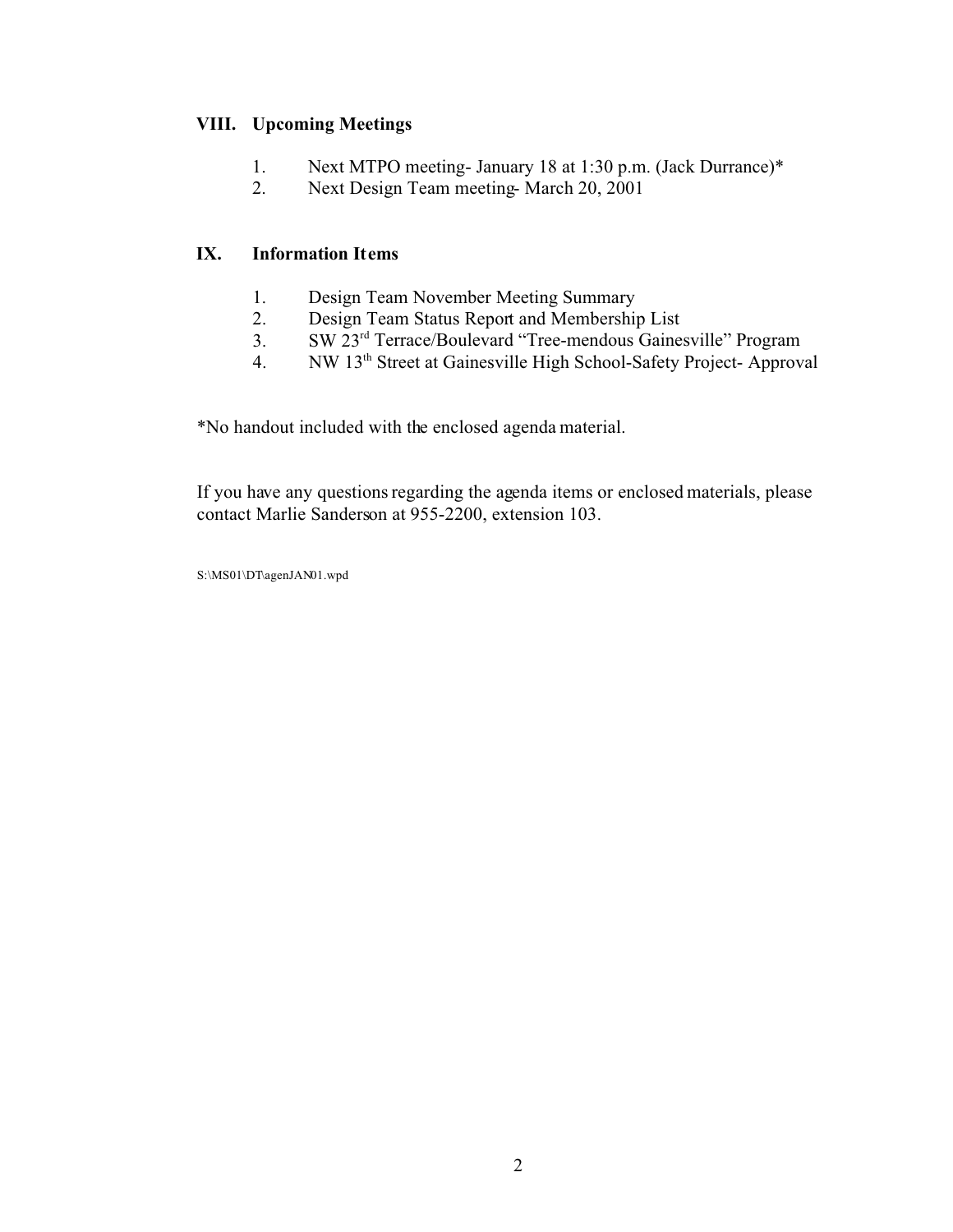## VIII. Upcoming Meetings

1. Next MTPO meeting- January 18 at 1:30 p.m. (Jack Durrance)*
2. Next Design Team meeting- March 20, 2001

## IX. Information Items

1. Design Team November Meeting Summary
2. Design Team Status Report and Membership List
3. SW 23rd Terrace/Boulevard "Tree-mendous Gainesville" Program
4. NW 13th Street at Gainesville High School-Safety Project- Approval

*No handout included with the enclosed agenda material.

If you have any questions regarding the agenda items or enclosed materials, please contact Marlie Sanderson at 955-2200, extension 103.

S:\MS01\DT\agenJAN01.wpd